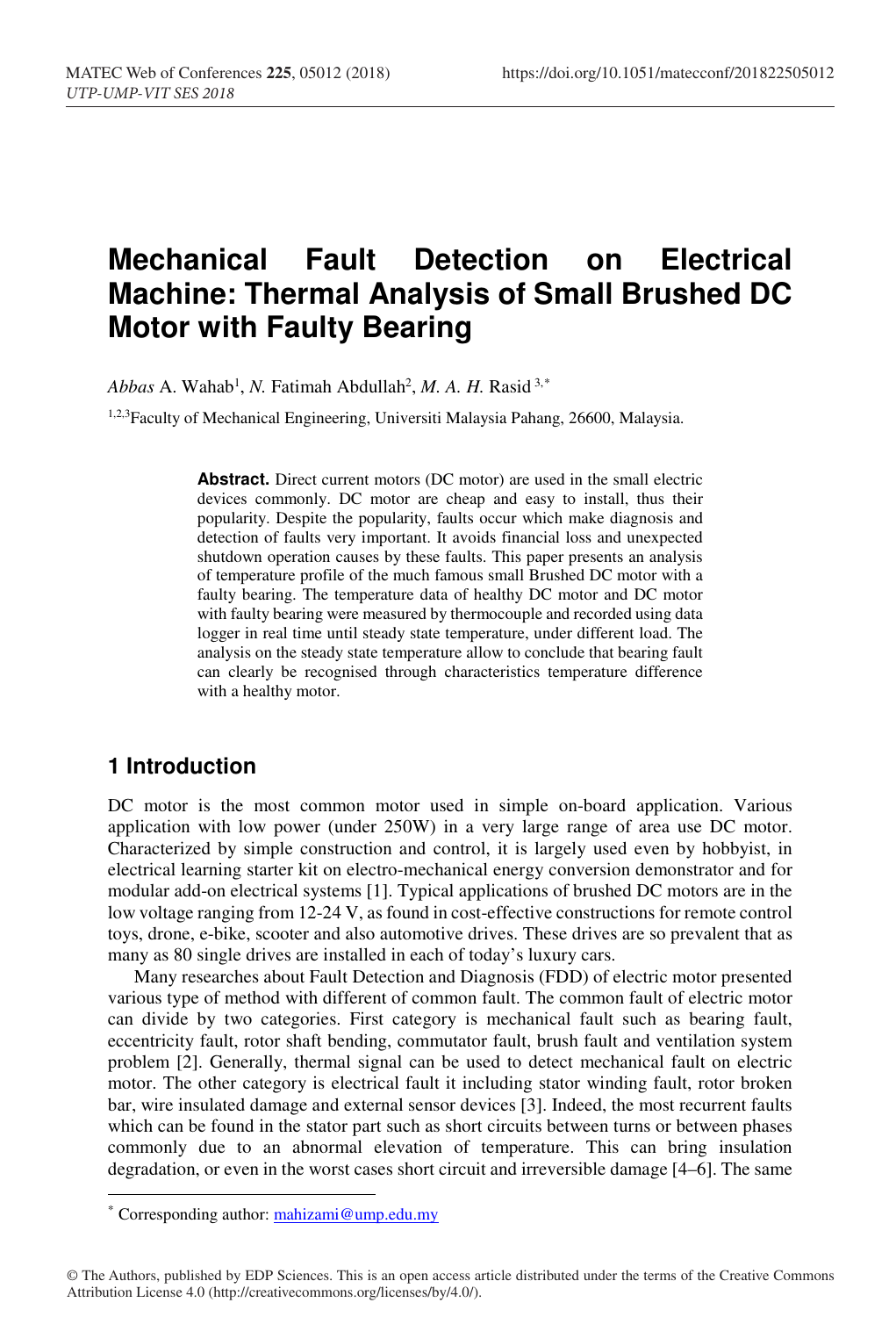# Mechanical Fault Detection on Electrical Machine: Thermal Analysis of Small Brushed DC Motor with Faulty Bearing

*Abbas* A. Wahab[1], *N.* Fatimah Abdullah[2], *M. A. H.* Rasid [3,*]

[1,2,3]Faculty of Mechanical Engineering, Universiti Malaysia Pahang, 26600, Malaysia.

**Abstract.** Direct current motors (DC motor) are used in the small electric devices commonly. DC motor are cheap and easy to install, thus their popularity. Despite the popularity, faults occur which make diagnosis and detection of faults very important. It avoids financial loss and unexpected shutdown operation causes by these faults. This paper presents an analysis of temperature profile of the much famous small Brushed DC motor with a faulty bearing. The temperature data of healthy DC motor and DC motor with faulty bearing were measured by thermocouple and recorded using data logger in real time until steady state temperature, under different load. The analysis on the steady state temperature allow to conclude that bearing fault can clearly be recognised through characteristics temperature difference with a healthy motor.

## 1 Introduction

DC motor is the most common motor used in simple on-board application. Various application with low power (under 250W) in a very large range of area use DC motor. Characterized by simple construction and control, it is largely used even by hobbyist, in electrical learning starter kit on electro-mechanical energy conversion demonstrator and for modular add-on electrical systems [1]. Typical applications of brushed DC motors are in the low voltage ranging from 12-24 V, as found in cost-effective constructions for remote control toys, drone, e-bike, scooter and also automotive drives. These drives are so prevalent that as many as 80 single drives are installed in each of today's luxury cars.

Many researches about Fault Detection and Diagnosis (FDD) of electric motor presented various type of method with different of common fault. The common fault of electric motor can divide by two categories. First category is mechanical fault such as bearing fault, eccentricity fault, rotor shaft bending, commutator fault, brush fault and ventilation system problem [2]. Generally, thermal signal can be used to detect mechanical fault on electric motor. The other category is electrical fault it including stator winding fault, rotor broken bar, wire insulated damage and external sensor devices [3]. Indeed, the most recurrent faults which can be found in the stator part such as short circuits between turns or between phases commonly due to an abnormal elevation of temperature. This can bring insulation degradation, or even in the worst cases short circuit and irreversible damage [4–6]. The same

* Corresponding author: mahizami@ump.edu.my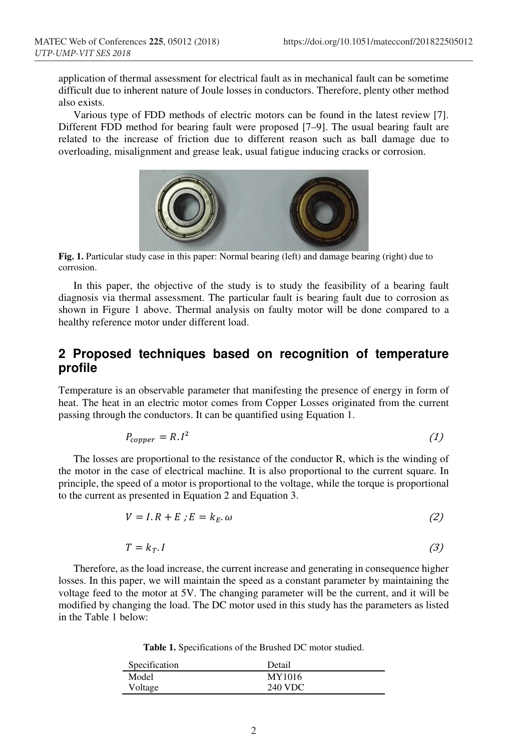application of thermal assessment for electrical fault as in mechanical fault can be sometime difficult due to inherent nature of Joule losses in conductors. Therefore, plenty other method also exists.

Various type of FDD methods of electric motors can be found in the latest review [7]. Different FDD method for bearing fault were proposed [7–9]. The usual bearing fault are related to the increase of friction due to different reason such as ball damage due to overloading, misalignment and grease leak, usual fatigue inducing cracks or corrosion.

**Fig. 1.** Particular study case in this paper: Normal bearing (left) and damage bearing (right) due to corrosion.

In this paper, the objective of the study is to study the feasibility of a bearing fault diagnosis via thermal assessment. The particular fault is bearing fault due to corrosion as shown in Figure 1 above. Thermal analysis on faulty motor will be done compared to a healthy reference motor under different load.

## 2 Proposed techniques based on recognition of temperature profile

Temperature is an observable parameter that manifesting the presence of energy in form of heat. The heat in an electric motor comes from Copper Losses originated from the current passing through the conductors. It can be quantified using Equation 1.

$$P_{copper} = R.I^2 \tag{1}$$

The losses are proportional to the resistance of the conductor R, which is the winding of the motor in the case of electrical machine. It is also proportional to the current square. In principle, the speed of a motor is proportional to the voltage, while the torque is proportional to the current as presented in Equation 2 and Equation 3.

$$V = I.R + E\ ; E = k_E.\omega \tag{2}$$

$$T = k_T.I \tag{3}$$

Therefore, as the load increase, the current increase and generating in consequence higher losses. In this paper, we will maintain the speed as a constant parameter by maintaining the voltage feed to the motor at 5V. The changing parameter will be the current, and it will be modified by changing the load. The DC motor used in this study has the parameters as listed in the Table 1 below:

**Table 1.** Specifications of the Brushed DC motor studied.

| Specification | Detail |
| --- | --- |
| Model | MY1016 |
| Voltage | 240 VDC |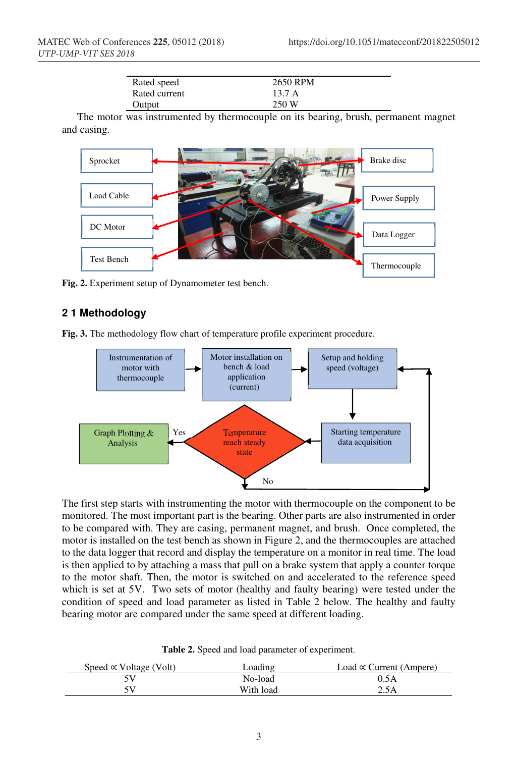| | |
|---|---|
| Rated speed | 2650 RPM |
| Rated current | 13.7 A |
| Output | 250 W |

The motor was instrumented by thermocouple on its bearing, brush, permanent magnet and casing.

**Fig. 2.** Experiment setup of Dynamometer test bench.

## 2 1 Methodology

**Fig. 3.** The methodology flow chart of temperature profile experiment procedure.

The first step starts with instrumenting the motor with thermocouple on the component to be monitored. The most important part is the bearing. Other parts are also instrumented in order to be compared with. They are casing, permanent magnet, and brush. Once completed, the motor is installed on the test bench as shown in Figure 2, and the thermocouples are attached to the data logger that record and display the temperature on a monitor in real time. The load is then applied to by attaching a mass that pull on a brake system that apply a counter torque to the motor shaft. Then, the motor is switched on and accelerated to the reference speed which is set at 5V. Two sets of motor (healthy and faulty bearing) were tested under the condition of speed and load parameter as listed in Table 2 below. The healthy and faulty bearing motor are compared under the same speed at different loading.

**Table 2.** Speed and load parameter of experiment.

| Speed ∝ Voltage (Volt) | Loading | Load ∝ Current (Ampere) |
|---|---|---|
| 5V | No-load | 0.5A |
| 5V | With load | 2.5A |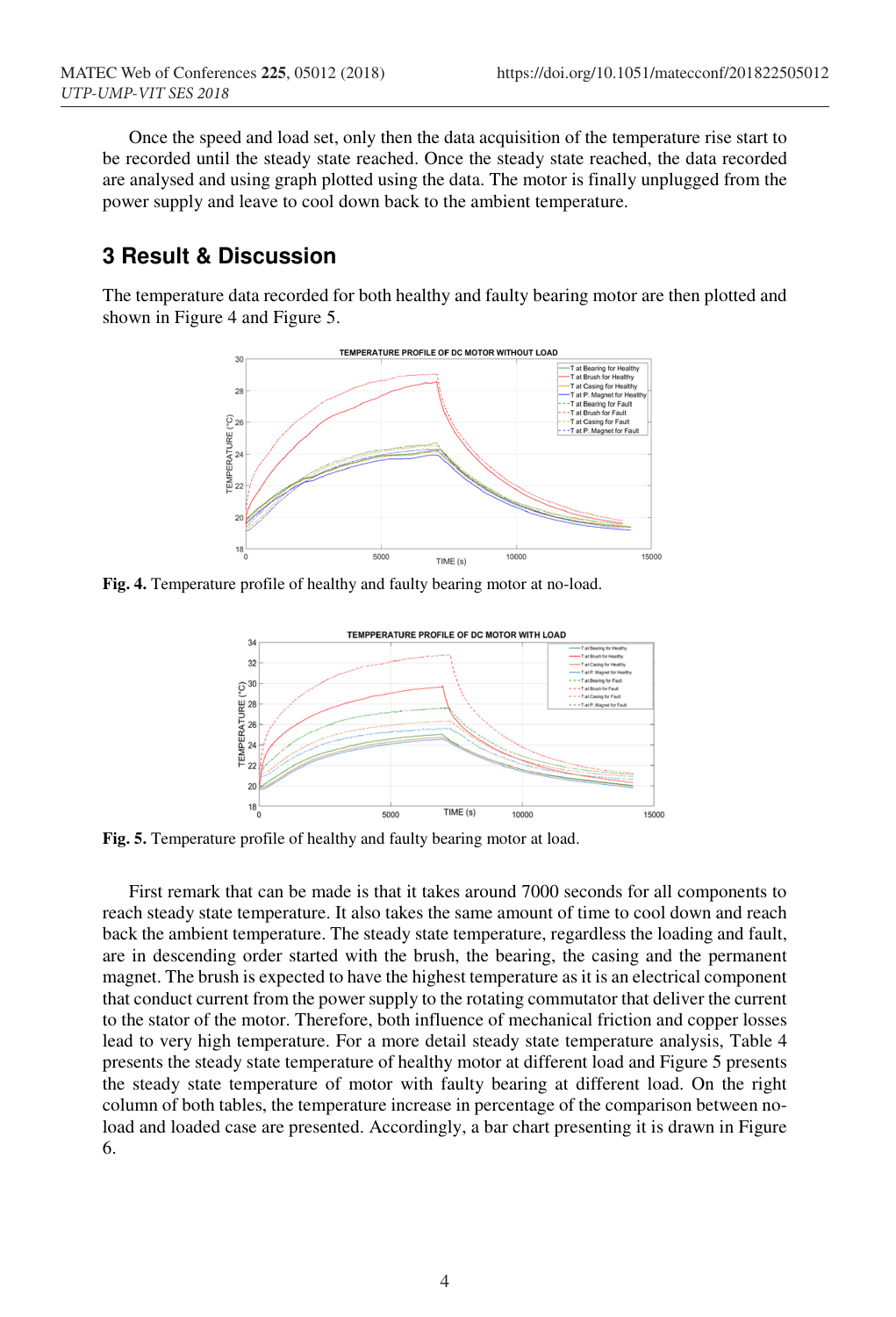Once the speed and load set, only then the data acquisition of the temperature rise start to be recorded until the steady state reached. Once the steady state reached, the data recorded are analysed and using graph plotted using the data. The motor is finally unplugged from the power supply and leave to cool down back to the ambient temperature.

## 3 Result & Discussion

The temperature data recorded for both healthy and faulty bearing motor are then plotted and shown in Figure 4 and Figure 5.

**Fig. 4.** Temperature profile of healthy and faulty bearing motor at no-load.

**Fig. 5.** Temperature profile of healthy and faulty bearing motor at load.

First remark that can be made is that it takes around 7000 seconds for all components to reach steady state temperature. It also takes the same amount of time to cool down and reach back the ambient temperature. The steady state temperature, regardless the loading and fault, are in descending order started with the brush, the bearing, the casing and the permanent magnet. The brush is expected to have the highest temperature as it is an electrical component that conduct current from the power supply to the rotating commutator that deliver the current to the stator of the motor. Therefore, both influence of mechanical friction and copper losses lead to very high temperature. For a more detail steady state temperature analysis, Table 4 presents the steady state temperature of healthy motor at different load and Figure 5 presents the steady state temperature of motor with faulty bearing at different load. On the right column of both tables, the temperature increase in percentage of the comparison between no-load and loaded case are presented. Accordingly, a bar chart presenting it is drawn in Figure 6.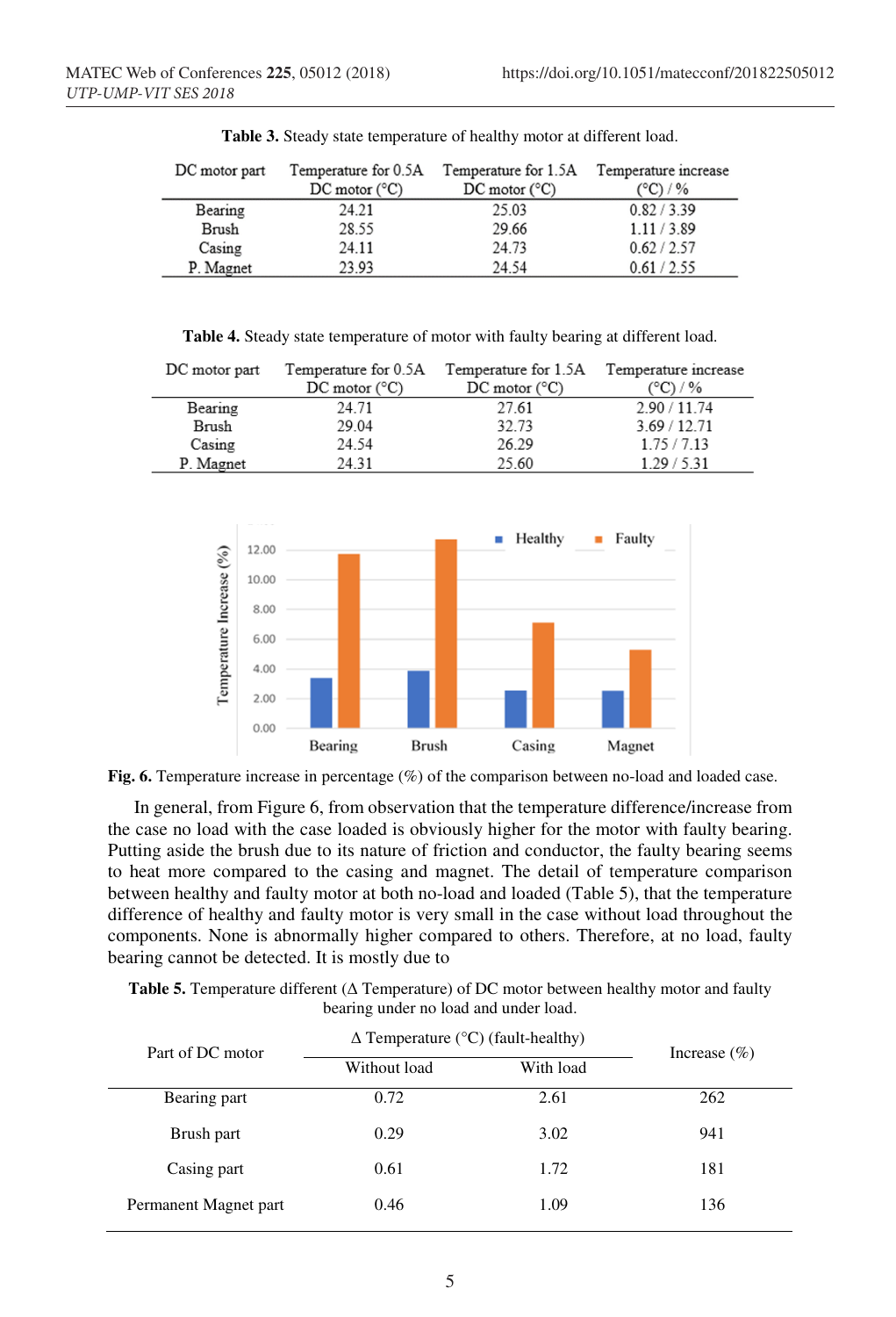**Table 3.** Steady state temperature of healthy motor at different load.

| DC motor part | Temperature for 0.5A DC motor (°C) | Temperature for 1.5A DC motor (°C) | Temperature increase (°C) / % |
|---|---|---|---|
| Bearing | 24.21 | 25.03 | 0.82 / 3.39 |
| Brush | 28.55 | 29.66 | 1.11 / 3.89 |
| Casing | 24.11 | 24.73 | 0.62 / 2.57 |
| P. Magnet | 23.93 | 24.54 | 0.61 / 2.55 |

**Table 4.** Steady state temperature of motor with faulty bearing at different load.

| DC motor part | Temperature for 0.5A DC motor (°C) | Temperature for 1.5A DC motor (°C) | Temperature increase (°C) / % |
|---|---|---|---|
| Bearing | 24.71 | 27.61 | 2.90 / 11.74 |
| Brush | 29.04 | 32.73 | 3.69 / 12.71 |
| Casing | 24.54 | 26.29 | 1.75 / 7.13 |
| P. Magnet | 24.31 | 25.60 | 1.29 / 5.31 |

**Fig. 6.** Temperature increase in percentage (%) of the comparison between no-load and loaded case.

In general, from Figure 6, from observation that the temperature difference/increase from the case no load with the case loaded is obviously higher for the motor with faulty bearing. Putting aside the brush due to its nature of friction and conductor, the faulty bearing seems to heat more compared to the casing and magnet. The detail of temperature comparison between healthy and faulty motor at both no-load and loaded (Table 5), that the temperature difference of healthy and faulty motor is very small in the case without load throughout the components. None is abnormally higher compared to others. Therefore, at no load, faulty bearing cannot be detected. It is mostly due to

**Table 5.** Temperature different (Δ Temperature) of DC motor between healthy motor and faulty bearing under no load and under load.

| Part of DC motor | Δ Temperature (°C) (fault-healthy) | | Increase (%) |
|---|---|---|---|
| | Without load | With load | |
| Bearing part | 0.72 | 2.61 | 262 |
| Brush part | 0.29 | 3.02 | 941 |
| Casing part | 0.61 | 1.72 | 181 |
| Permanent Magnet part | 0.46 | 1.09 | 136 |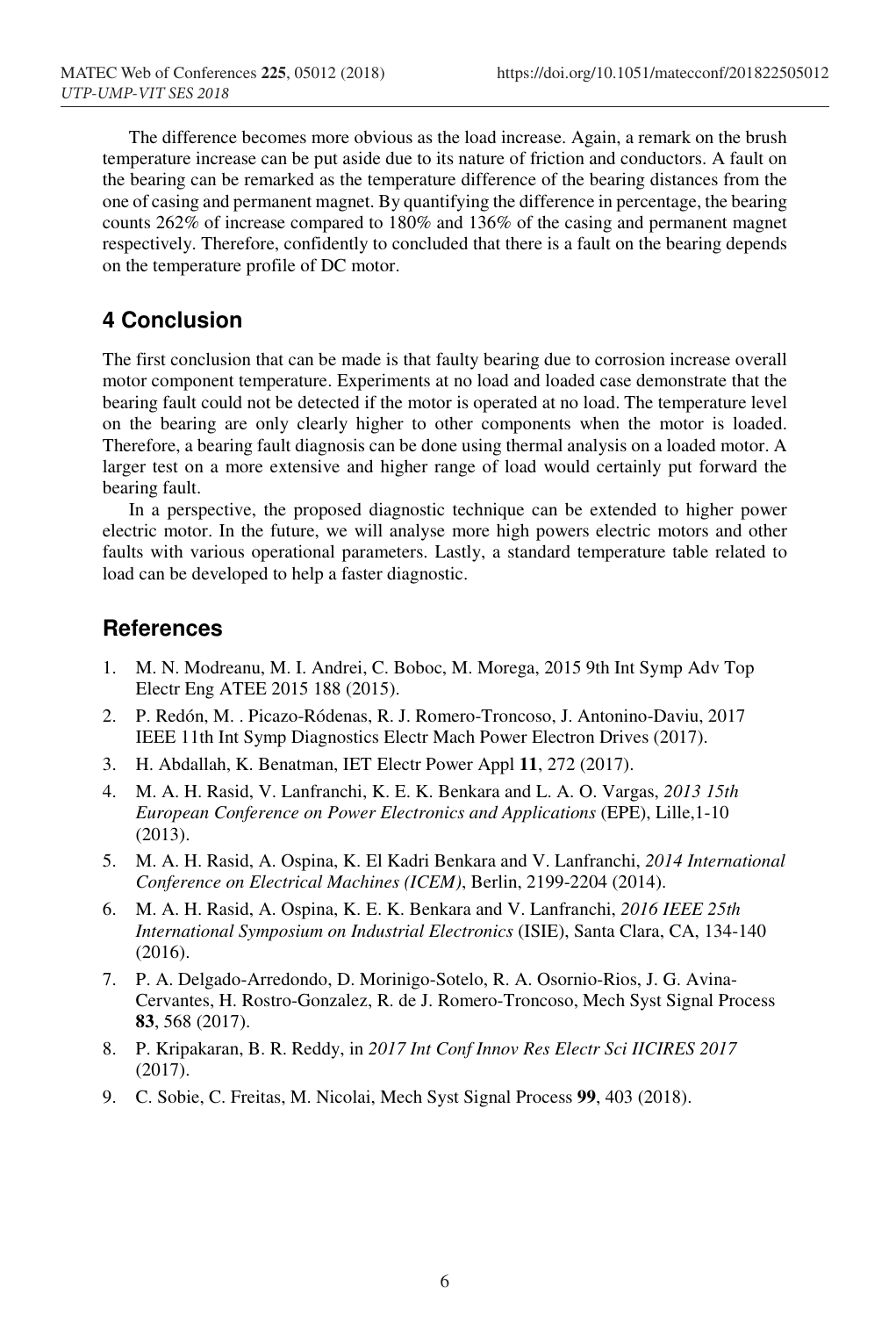The difference becomes more obvious as the load increase. Again, a remark on the brush temperature increase can be put aside due to its nature of friction and conductors. A fault on the bearing can be remarked as the temperature difference of the bearing distances from the one of casing and permanent magnet. By quantifying the difference in percentage, the bearing counts 262% of increase compared to 180% and 136% of the casing and permanent magnet respectively. Therefore, confidently to concluded that there is a fault on the bearing depends on the temperature profile of DC motor.

## 4 Conclusion

The first conclusion that can be made is that faulty bearing due to corrosion increase overall motor component temperature. Experiments at no load and loaded case demonstrate that the bearing fault could not be detected if the motor is operated at no load. The temperature level on the bearing are only clearly higher to other components when the motor is loaded. Therefore, a bearing fault diagnosis can be done using thermal analysis on a loaded motor. A larger test on a more extensive and higher range of load would certainly put forward the bearing fault.

In a perspective, the proposed diagnostic technique can be extended to higher power electric motor. In the future, we will analyse more high powers electric motors and other faults with various operational parameters. Lastly, a standard temperature table related to load can be developed to help a faster diagnostic.

## References

1. M. N. Modreanu, M. I. Andrei, C. Boboc, M. Morega, 2015 9th Int Symp Adv Top Electr Eng ATEE 2015 188 (2015).
2. P. Redón, M. . Picazo-Ródenas, R. J. Romero-Troncoso, J. Antonino-Daviu, 2017 IEEE 11th Int Symp Diagnostics Electr Mach Power Electron Drives (2017).
3. H. Abdallah, K. Benatman, IET Electr Power Appl **11**, 272 (2017).
4. M. A. H. Rasid, V. Lanfranchi, K. E. K. Benkara and L. A. O. Vargas, *2013 15th European Conference on Power Electronics and Applications* (EPE), Lille,1-10 (2013).
5. M. A. H. Rasid, A. Ospina, K. El Kadri Benkara and V. Lanfranchi, *2014 International Conference on Electrical Machines (ICEM)*, Berlin, 2199-2204 (2014).
6. M. A. H. Rasid, A. Ospina, K. E. K. Benkara and V. Lanfranchi, *2016 IEEE 25th International Symposium on Industrial Electronics* (ISIE), Santa Clara, CA, 134-140 (2016).
7. P. A. Delgado-Arredondo, D. Morinigo-Sotelo, R. A. Osornio-Rios, J. G. Avina-Cervantes, H. Rostro-Gonzalez, R. de J. Romero-Troncoso, Mech Syst Signal Process **83**, 568 (2017).
8. P. Kripakaran, B. R. Reddy, in *2017 Int Conf Innov Res Electr Sci IICIRES 2017* (2017).
9. C. Sobie, C. Freitas, M. Nicolai, Mech Syst Signal Process **99**, 403 (2018).